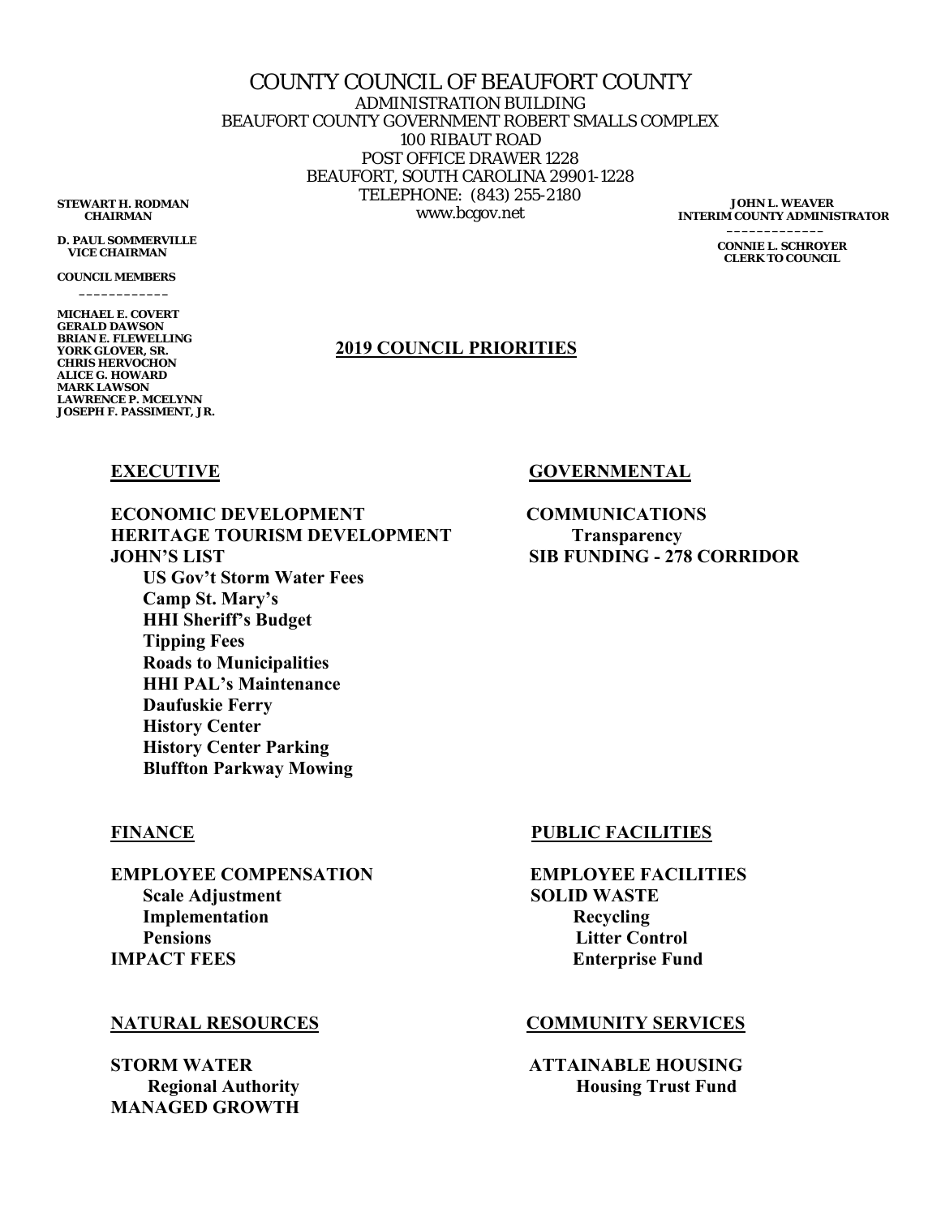# COUNTY COUNCIL OF BEAUFORT COUNTY

ADMINISTRATION BUILDING
BEAUFORT COUNTY GOVERNMENT ROBERT SMALLS COMPLEX
100 RIBAUT ROAD
POST OFFICE DRAWER 1228
BEAUFORT, SOUTH CAROLINA 29901-1228
TELEPHONE: (843) 255-2180
www.bcgov.net

**STEWART H. RODMAN**
**CHAIRMAN**

**D. PAUL SOMMERVILLE**
**VICE CHAIRMAN**

**COUNCIL MEMBERS**

---

**MICHAEL E. COVERT**
**GERALD DAWSON**
**BRIAN E. FLEWELLING**
**YORK GLOVER, SR.**
**CHRIS HERVOCHON**
**ALICE G. HOWARD**
**MARK LAWSON**
**LAWRENCE P. MCELYNN**
**JOSEPH F. PASSIMENT, JR.**

**JOHN L. WEAVER**
**INTERIM COUNTY ADMINISTRATOR**

---

**CONNIE L. SCHROYER**
**CLERK TO COUNCIL**

## 2019 COUNCIL PRIORITIES

### EXECUTIVE

**ECONOMIC DEVELOPMENT**
**HERITAGE TOURISM DEVELOPMENT**
**JOHN'S LIST**
- **US Gov't Storm Water Fees**
- **Camp St. Mary's**
- **HHI Sheriff's Budget**
- **Tipping Fees**
- **Roads to Municipalities**
- **HHI PAL's Maintenance**
- **Daufuskie Ferry**
- **History Center**
- **History Center Parking**
- **Bluffton Parkway Mowing**

### GOVERNMENTAL

**COMMUNICATIONS**
- **Transparency**

**SIB FUNDING - 278 CORRIDOR**

### FINANCE

**EMPLOYEE COMPENSATION**
- **Scale Adjustment**
- **Implementation**
- **Pensions**

**IMPACT FEES**

### PUBLIC FACILITIES

**EMPLOYEE FACILITIES**
**SOLID WASTE**
- **Recycling**
- **Litter Control**
- **Enterprise Fund**

### NATURAL RESOURCES

**STORM WATER**
- **Regional Authority**

**MANAGED GROWTH**

### COMMUNITY SERVICES

**ATTAINABLE HOUSING**
- **Housing Trust Fund**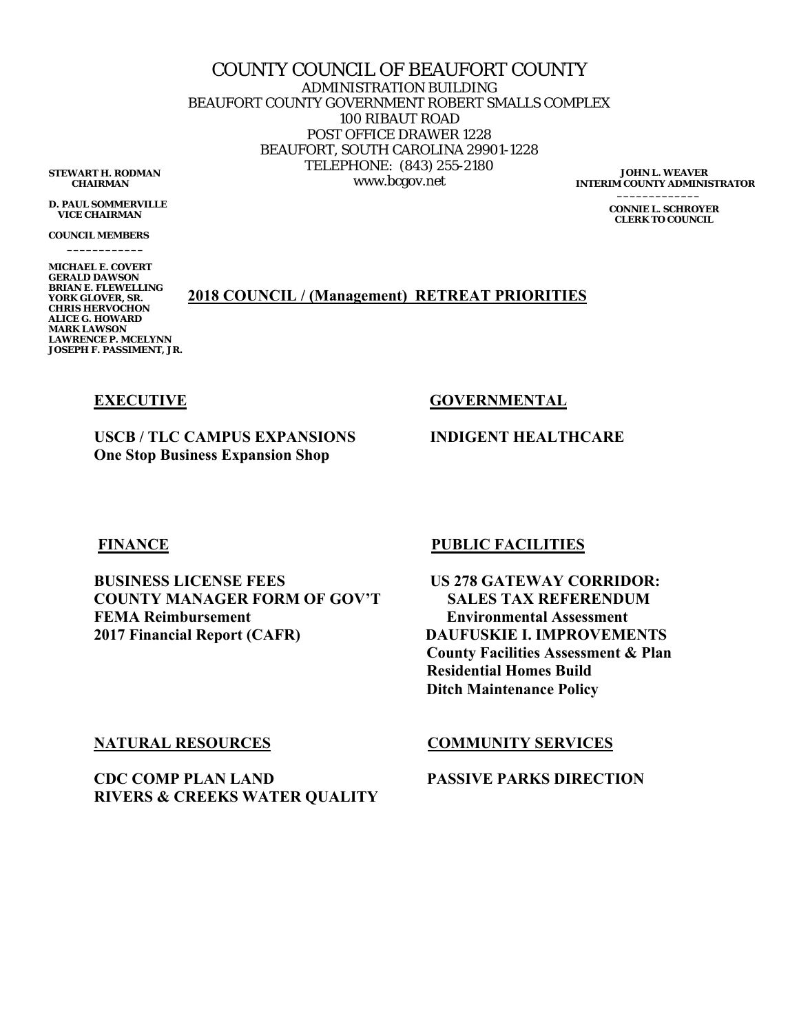# COUNTY COUNCIL OF BEAUFORT COUNTY

ADMINISTRATION BUILDING
BEAUFORT COUNTY GOVERNMENT ROBERT SMALLS COMPLEX
100 RIBAUT ROAD
POST OFFICE DRAWER 1228
BEAUFORT, SOUTH CAROLINA 29901-1228
TELEPHONE: (843) 255-2180
www.bcgov.net

**STEWART H. RODMAN**
**CHAIRMAN**

**D. PAUL SOMMERVILLE**
**VICE CHAIRMAN**

**COUNCIL MEMBERS**

---

**MICHAEL E. COVERT**
**GERALD DAWSON**
**BRIAN E. FLEWELLING**
**YORK GLOVER, SR.**
**CHRIS HERVOCHON**
**ALICE G. HOWARD**
**MARK LAWSON**
**LAWRENCE P. MCELYNN**
**JOSEPH F. PASSIMENT, JR.**

**JOHN L. WEAVER**
**INTERIM COUNTY ADMINISTRATOR**

---

**CONNIE L. SCHROYER**
**CLERK TO COUNCIL**

## 2018 COUNCIL / (Management) RETREAT PRIORITIES

### EXECUTIVE

**USCB / TLC CAMPUS EXPANSIONS**
**One Stop Business Expansion Shop**

### GOVERNMENTAL

**INDIGENT HEALTHCARE**

### FINANCE

**BUSINESS LICENSE FEES**
**COUNTY MANAGER FORM OF GOV'T**
**FEMA Reimbursement**
**2017 Financial Report (CAFR)**

### PUBLIC FACILITIES

**US 278 GATEWAY CORRIDOR:**
**SALES TAX REFERENDUM**
**Environmental Assessment**
**DAUFUSKIE I. IMPROVEMENTS**
**County Facilities Assessment & Plan**
**Residential Homes Build**
**Ditch Maintenance Policy**

### NATURAL RESOURCES

**CDC COMP PLAN LAND**
**RIVERS & CREEKS WATER QUALITY**

### COMMUNITY SERVICES

**PASSIVE PARKS DIRECTION**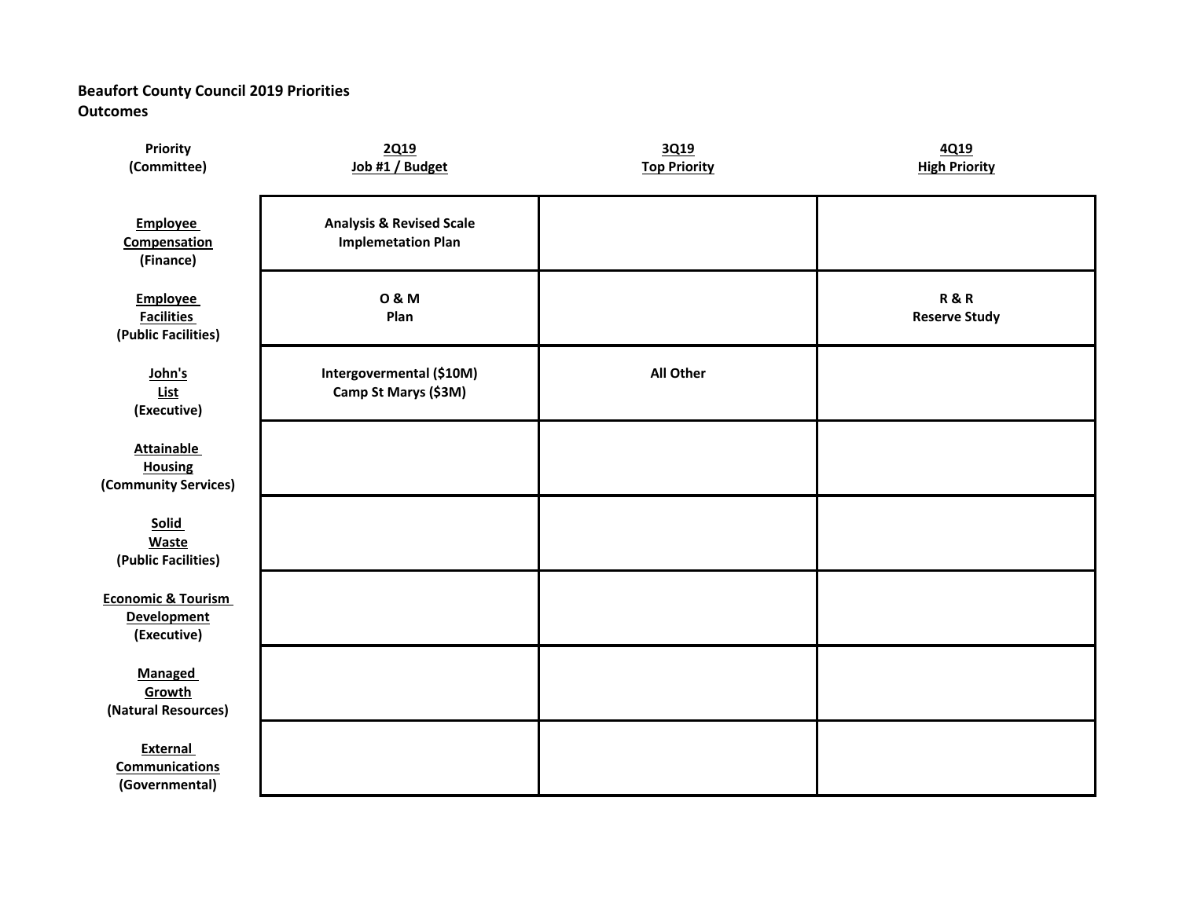**Beaufort County Council 2019 Priorities**
**Outcomes**

| Priority (Committee) | 2Q19 Job #1 / Budget | 3Q19 Top Priority | 4Q19 High Priority |
|---|---|---|---|
| Employee Compensation (Finance) | Analysis & Revised Scale Implemetation Plan | | |
| Employee Facilities (Public Facilities) | O & M Plan | | R & R Reserve Study |
| John's List (Executive) | Intergovermental ($10M) Camp St Marys ($3M) | All Other | |
| Attainable Housing (Community Services) | | | |
| Solid Waste (Public Facilities) | | | |
| Economic & Tourism Development (Executive) | | | |
| Managed Growth (Natural Resources) | | | |
| External Communications (Governmental) | | | |